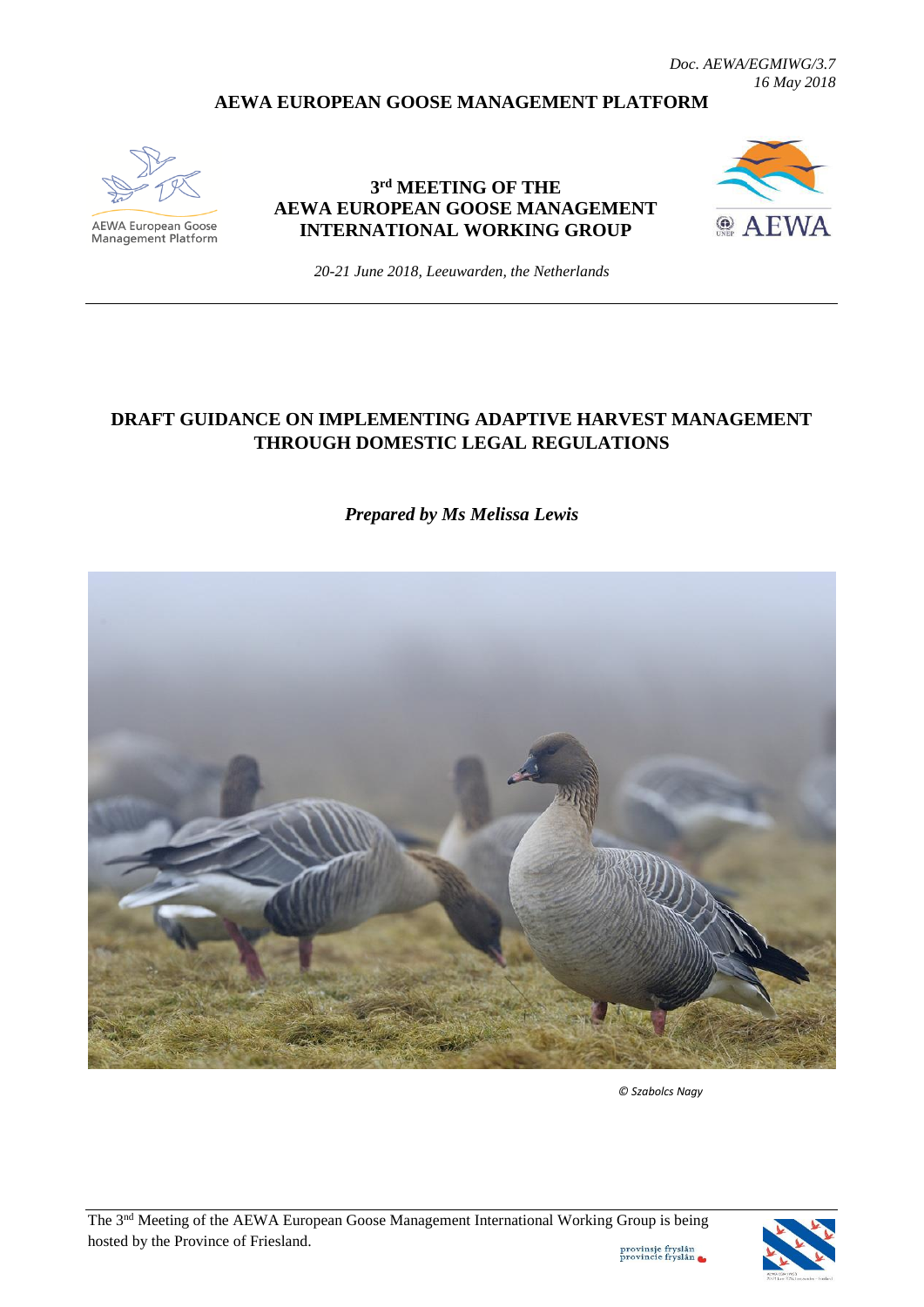*Doc. AEWA/EGMIWG/3.7*
*16 May 2018*

**AEWA EUROPEAN GOOSE MANAGEMENT PLATFORM**

AEWA European Goose Management Platform

## 3rd MEETING OF THE AEWA EUROPEAN GOOSE MANAGEMENT INTERNATIONAL WORKING GROUP

*20-21 June 2018, Leeuwarden, the Netherlands*

# DRAFT GUIDANCE ON IMPLEMENTING ADAPTIVE HARVEST MANAGEMENT THROUGH DOMESTIC LEGAL REGULATIONS

***Prepared by Ms Melissa Lewis***

*© Szabolcs Nagy*

The 3rd Meeting of the AEWA European Goose Management International Working Group is being hosted by the Province of Friesland.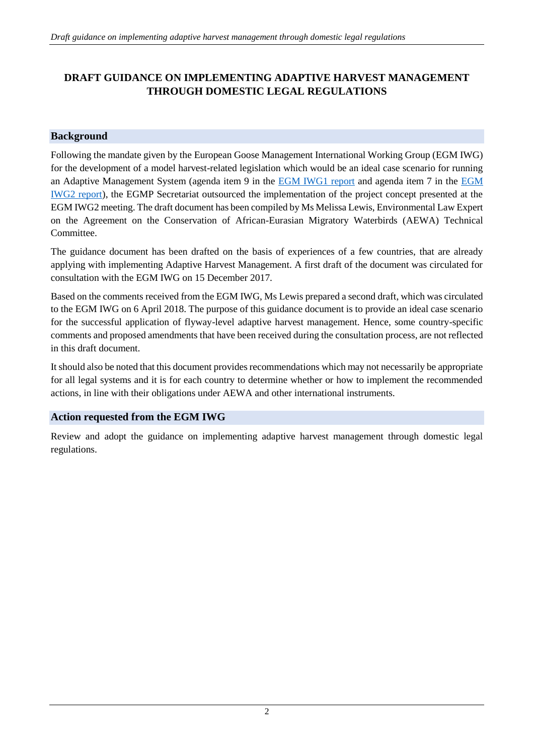# DRAFT GUIDANCE ON IMPLEMENTING ADAPTIVE HARVEST MANAGEMENT THROUGH DOMESTIC LEGAL REGULATIONS

## Background

Following the mandate given by the European Goose Management International Working Group (EGM IWG) for the development of a model harvest-related legislation which would be an ideal case scenario for running an Adaptive Management System (agenda item 9 in the EGM IWG1 report and agenda item 7 in the EGM IWG2 report), the EGMP Secretariat outsourced the implementation of the project concept presented at the EGM IWG2 meeting. The draft document has been compiled by Ms Melissa Lewis, Environmental Law Expert on the Agreement on the Conservation of African-Eurasian Migratory Waterbirds (AEWA) Technical Committee.

The guidance document has been drafted on the basis of experiences of a few countries, that are already applying with implementing Adaptive Harvest Management. A first draft of the document was circulated for consultation with the EGM IWG on 15 December 2017.

Based on the comments received from the EGM IWG, Ms Lewis prepared a second draft, which was circulated to the EGM IWG on 6 April 2018. The purpose of this guidance document is to provide an ideal case scenario for the successful application of flyway-level adaptive harvest management. Hence, some country-specific comments and proposed amendments that have been received during the consultation process, are not reflected in this draft document.

It should also be noted that this document provides recommendations which may not necessarily be appropriate for all legal systems and it is for each country to determine whether or how to implement the recommended actions, in line with their obligations under AEWA and other international instruments.

## Action requested from the EGM IWG

Review and adopt the guidance on implementing adaptive harvest management through domestic legal regulations.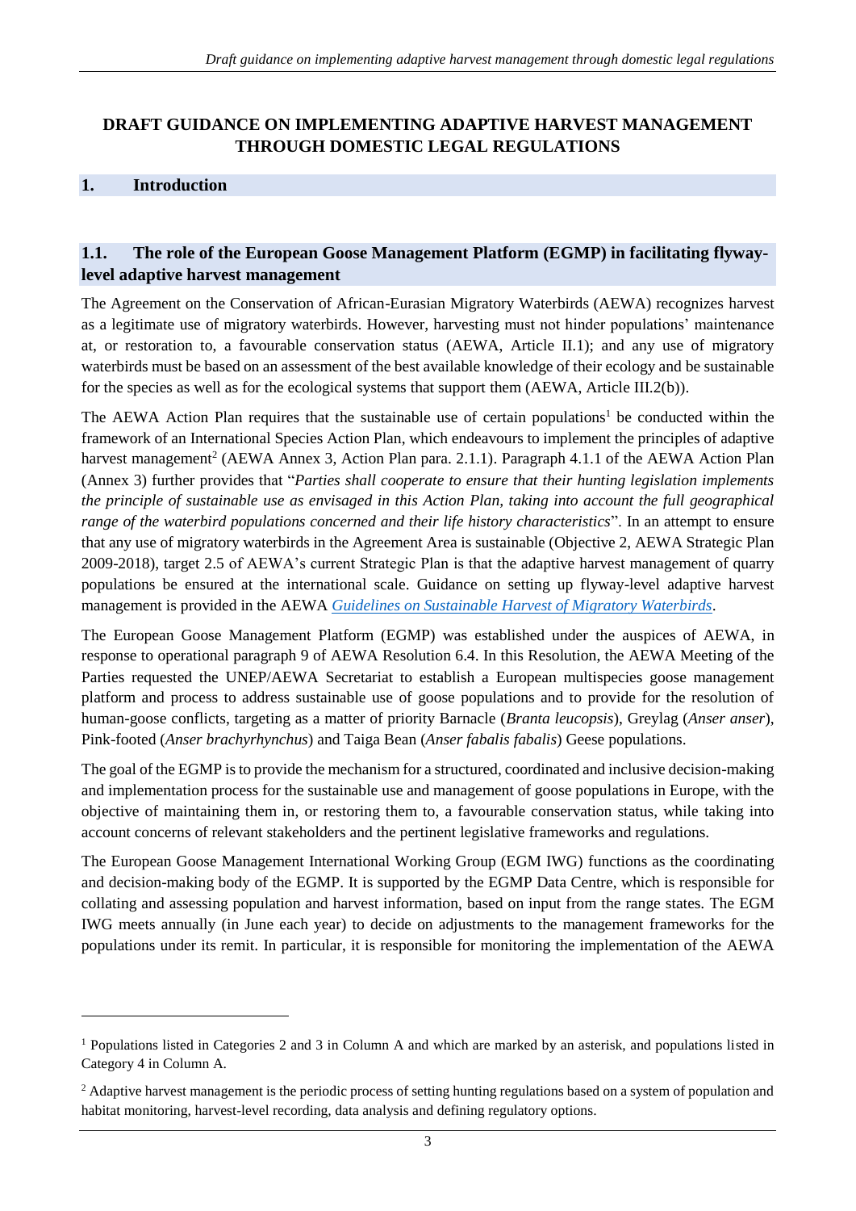# DRAFT GUIDANCE ON IMPLEMENTING ADAPTIVE HARVEST MANAGEMENT THROUGH DOMESTIC LEGAL REGULATIONS

## 1. Introduction

### 1.1. The role of the European Goose Management Platform (EGMP) in facilitating flyway-level adaptive harvest management

The Agreement on the Conservation of African-Eurasian Migratory Waterbirds (AEWA) recognizes harvest as a legitimate use of migratory waterbirds. However, harvesting must not hinder populations' maintenance at, or restoration to, a favourable conservation status (AEWA, Article II.1); and any use of migratory waterbirds must be based on an assessment of the best available knowledge of their ecology and be sustainable for the species as well as for the ecological systems that support them (AEWA, Article III.2(b)).

The AEWA Action Plan requires that the sustainable use of certain populations[1] be conducted within the framework of an International Species Action Plan, which endeavours to implement the principles of adaptive harvest management[2] (AEWA Annex 3, Action Plan para. 2.1.1). Paragraph 4.1.1 of the AEWA Action Plan (Annex 3) further provides that "*Parties shall cooperate to ensure that their hunting legislation implements the principle of sustainable use as envisaged in this Action Plan, taking into account the full geographical range of the waterbird populations concerned and their life history characteristics*". In an attempt to ensure that any use of migratory waterbirds in the Agreement Area is sustainable (Objective 2, AEWA Strategic Plan 2009-2018), target 2.5 of AEWA's current Strategic Plan is that the adaptive harvest management of quarry populations be ensured at the international scale. Guidance on setting up flyway-level adaptive harvest management is provided in the AEWA *Guidelines on Sustainable Harvest of Migratory Waterbirds*.

The European Goose Management Platform (EGMP) was established under the auspices of AEWA, in response to operational paragraph 9 of AEWA Resolution 6.4. In this Resolution, the AEWA Meeting of the Parties requested the UNEP/AEWA Secretariat to establish a European multispecies goose management platform and process to address sustainable use of goose populations and to provide for the resolution of human-goose conflicts, targeting as a matter of priority Barnacle (*Branta leucopsis*), Greylag (*Anser anser*), Pink-footed (*Anser brachyrhynchus*) and Taiga Bean (*Anser fabalis fabalis*) Geese populations.

The goal of the EGMP is to provide the mechanism for a structured, coordinated and inclusive decision-making and implementation process for the sustainable use and management of goose populations in Europe, with the objective of maintaining them in, or restoring them to, a favourable conservation status, while taking into account concerns of relevant stakeholders and the pertinent legislative frameworks and regulations.

The European Goose Management International Working Group (EGM IWG) functions as the coordinating and decision-making body of the EGMP. It is supported by the EGMP Data Centre, which is responsible for collating and assessing population and harvest information, based on input from the range states. The EGM IWG meets annually (in June each year) to decide on adjustments to the management frameworks for the populations under its remit. In particular, it is responsible for monitoring the implementation of the AEWA

---

[1] Populations listed in Categories 2 and 3 in Column A and which are marked by an asterisk, and populations listed in Category 4 in Column A.

[2] Adaptive harvest management is the periodic process of setting hunting regulations based on a system of population and habitat monitoring, harvest-level recording, data analysis and defining regulatory options.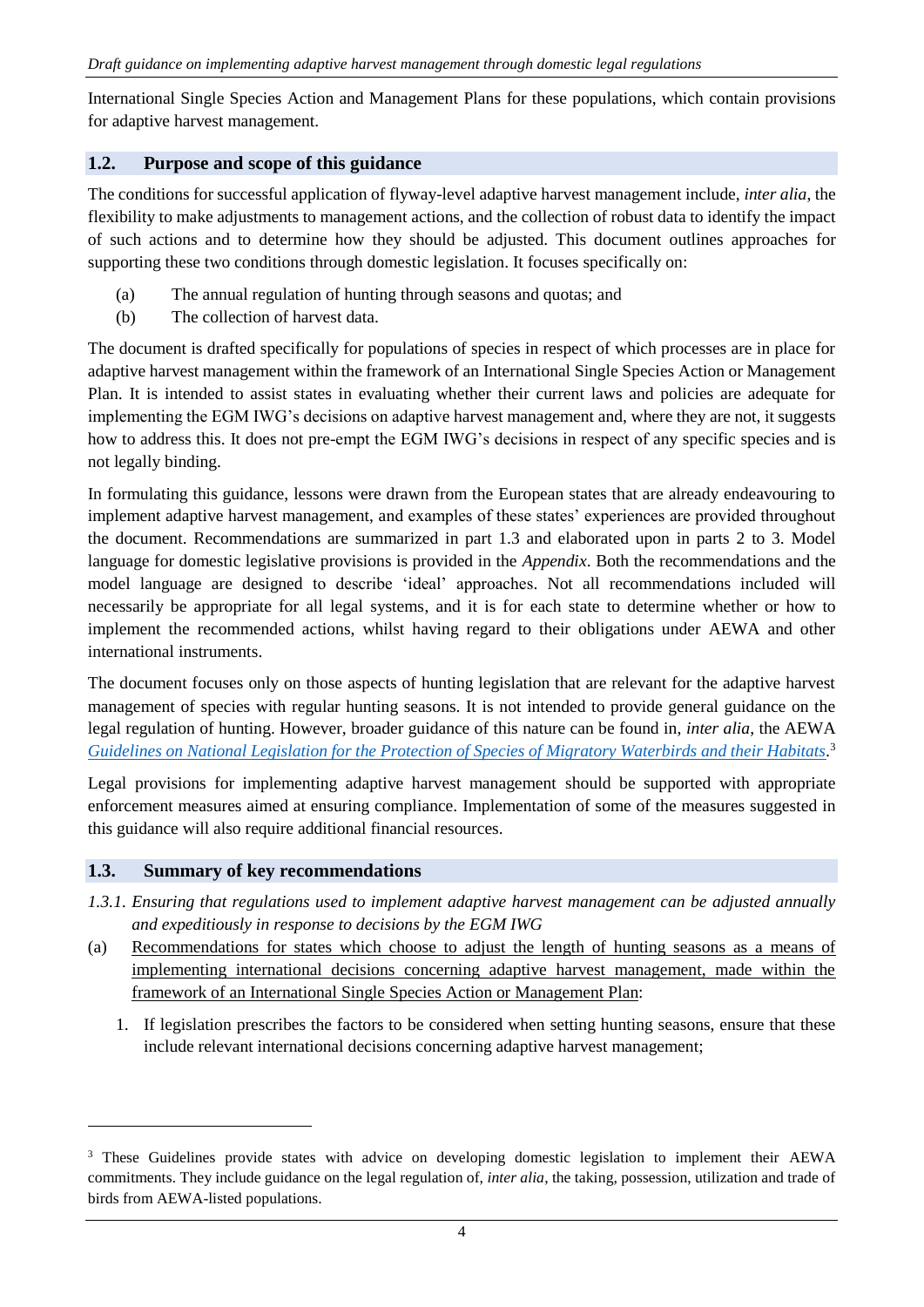International Single Species Action and Management Plans for these populations, which contain provisions for adaptive harvest management.

## 1.2. Purpose and scope of this guidance

The conditions for successful application of flyway-level adaptive harvest management include, *inter alia*, the flexibility to make adjustments to management actions, and the collection of robust data to identify the impact of such actions and to determine how they should be adjusted. This document outlines approaches for supporting these two conditions through domestic legislation. It focuses specifically on:

(a) The annual regulation of hunting through seasons and quotas; and
(b) The collection of harvest data.

The document is drafted specifically for populations of species in respect of which processes are in place for adaptive harvest management within the framework of an International Single Species Action or Management Plan. It is intended to assist states in evaluating whether their current laws and policies are adequate for implementing the EGM IWG's decisions on adaptive harvest management and, where they are not, it suggests how to address this. It does not pre-empt the EGM IWG's decisions in respect of any specific species and is not legally binding.

In formulating this guidance, lessons were drawn from the European states that are already endeavouring to implement adaptive harvest management, and examples of these states' experiences are provided throughout the document. Recommendations are summarized in part 1.3 and elaborated upon in parts 2 to 3. Model language for domestic legislative provisions is provided in the *Appendix*. Both the recommendations and the model language are designed to describe 'ideal' approaches. Not all recommendations included will necessarily be appropriate for all legal systems, and it is for each state to determine whether or how to implement the recommended actions, whilst having regard to their obligations under AEWA and other international instruments.

The document focuses only on those aspects of hunting legislation that are relevant for the adaptive harvest management of species with regular hunting seasons. It is not intended to provide general guidance on the legal regulation of hunting. However, broader guidance of this nature can be found in, *inter alia*, the AEWA *Guidelines on National Legislation for the Protection of Species of Migratory Waterbirds and their Habitats*.[3]

Legal provisions for implementing adaptive harvest management should be supported with appropriate enforcement measures aimed at ensuring compliance. Implementation of some of the measures suggested in this guidance will also require additional financial resources.

## 1.3. Summary of key recommendations

*1.3.1. Ensuring that regulations used to implement adaptive harvest management can be adjusted annually and expeditiously in response to decisions by the EGM IWG*

(a) Recommendations for states which choose to adjust the length of hunting seasons as a means of implementing international decisions concerning adaptive harvest management, made within the framework of an International Single Species Action or Management Plan:

1. If legislation prescribes the factors to be considered when setting hunting seasons, ensure that these include relevant international decisions concerning adaptive harvest management;

---

[3] These Guidelines provide states with advice on developing domestic legislation to implement their AEWA commitments. They include guidance on the legal regulation of, *inter alia*, the taking, possession, utilization and trade of birds from AEWA-listed populations.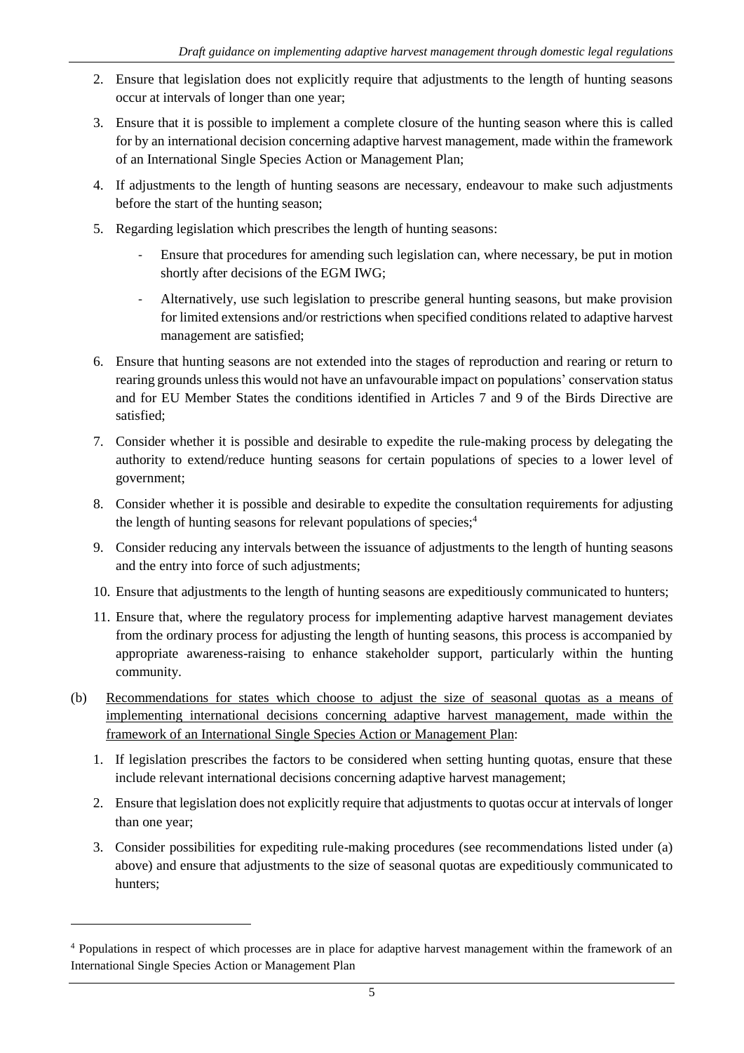2. Ensure that legislation does not explicitly require that adjustments to the length of hunting seasons occur at intervals of longer than one year;

3. Ensure that it is possible to implement a complete closure of the hunting season where this is called for by an international decision concerning adaptive harvest management, made within the framework of an International Single Species Action or Management Plan;

4. If adjustments to the length of hunting seasons are necessary, endeavour to make such adjustments before the start of the hunting season;

5. Regarding legislation which prescribes the length of hunting seasons:

   - Ensure that procedures for amending such legislation can, where necessary, be put in motion shortly after decisions of the EGM IWG;
   - Alternatively, use such legislation to prescribe general hunting seasons, but make provision for limited extensions and/or restrictions when specified conditions related to adaptive harvest management are satisfied;

6. Ensure that hunting seasons are not extended into the stages of reproduction and rearing or return to rearing grounds unless this would not have an unfavourable impact on populations' conservation status and for EU Member States the conditions identified in Articles 7 and 9 of the Birds Directive are satisfied;

7. Consider whether it is possible and desirable to expedite the rule-making process by delegating the authority to extend/reduce hunting seasons for certain populations of species to a lower level of government;

8. Consider whether it is possible and desirable to expedite the consultation requirements for adjusting the length of hunting seasons for relevant populations of species;[4]

9. Consider reducing any intervals between the issuance of adjustments to the length of hunting seasons and the entry into force of such adjustments;

10. Ensure that adjustments to the length of hunting seasons are expeditiously communicated to hunters;

11. Ensure that, where the regulatory process for implementing adaptive harvest management deviates from the ordinary process for adjusting the length of hunting seasons, this process is accompanied by appropriate awareness-raising to enhance stakeholder support, particularly within the hunting community.

(b) Recommendations for states which choose to adjust the size of seasonal quotas as a means of implementing international decisions concerning adaptive harvest management, made within the framework of an International Single Species Action or Management Plan:

1. If legislation prescribes the factors to be considered when setting hunting quotas, ensure that these include relevant international decisions concerning adaptive harvest management;

2. Ensure that legislation does not explicitly require that adjustments to quotas occur at intervals of longer than one year;

3. Consider possibilities for expediting rule-making procedures (see recommendations listed under (a) above) and ensure that adjustments to the size of seasonal quotas are expeditiously communicated to hunters;

---

[4] Populations in respect of which processes are in place for adaptive harvest management within the framework of an International Single Species Action or Management Plan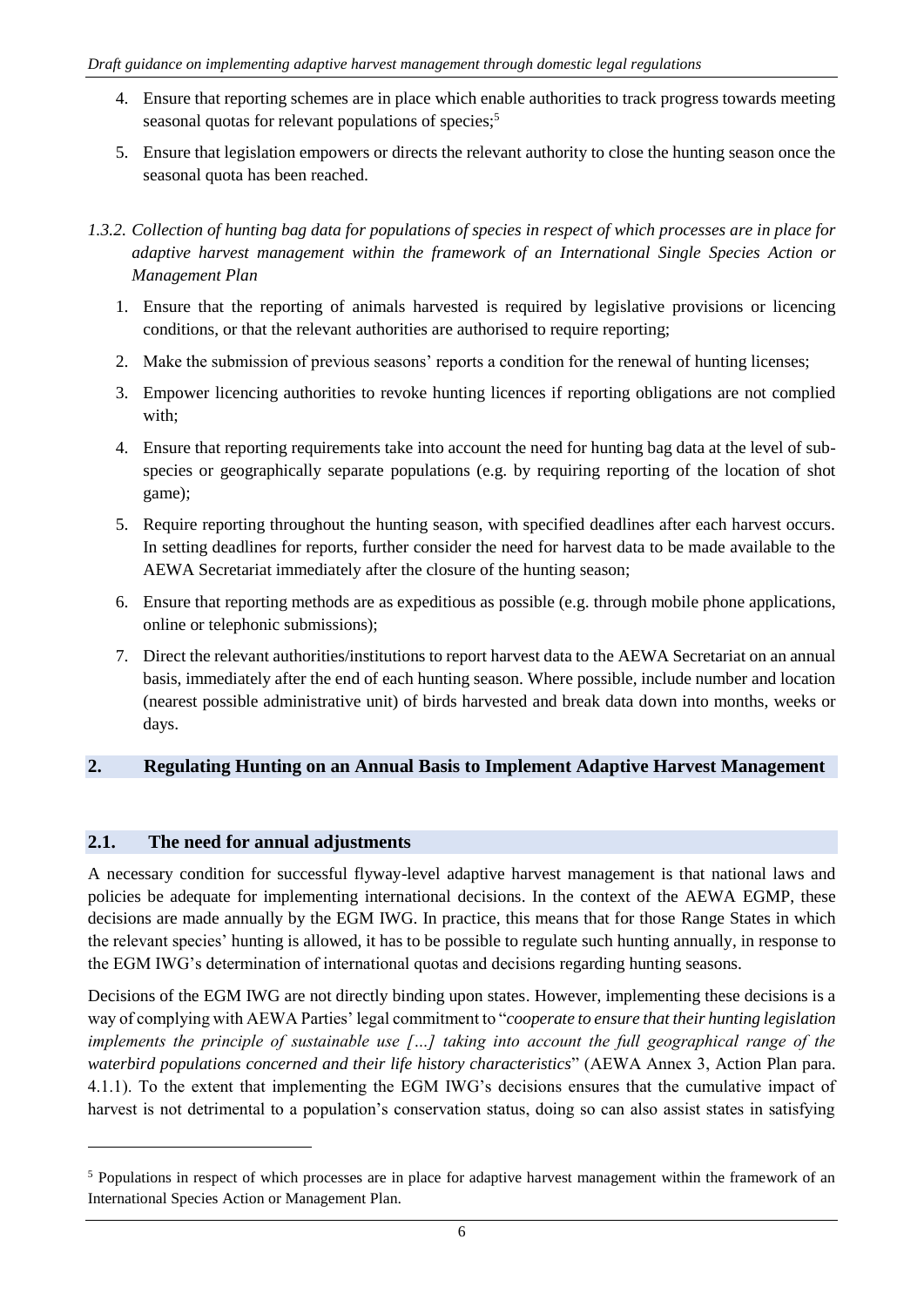4. Ensure that reporting schemes are in place which enable authorities to track progress towards meeting seasonal quotas for relevant populations of species;[5]
5. Ensure that legislation empowers or directs the relevant authority to close the hunting season once the seasonal quota has been reached.

*1.3.2. Collection of hunting bag data for populations of species in respect of which processes are in place for adaptive harvest management within the framework of an International Single Species Action or Management Plan*

1. Ensure that the reporting of animals harvested is required by legislative provisions or licencing conditions, or that the relevant authorities are authorised to require reporting;
2. Make the submission of previous seasons' reports a condition for the renewal of hunting licenses;
3. Empower licencing authorities to revoke hunting licences if reporting obligations are not complied with;
4. Ensure that reporting requirements take into account the need for hunting bag data at the level of sub-species or geographically separate populations (e.g. by requiring reporting of the location of shot game);
5. Require reporting throughout the hunting season, with specified deadlines after each harvest occurs. In setting deadlines for reports, further consider the need for harvest data to be made available to the AEWA Secretariat immediately after the closure of the hunting season;
6. Ensure that reporting methods are as expeditious as possible (e.g. through mobile phone applications, online or telephonic submissions);
7. Direct the relevant authorities/institutions to report harvest data to the AEWA Secretariat on an annual basis, immediately after the end of each hunting season. Where possible, include number and location (nearest possible administrative unit) of birds harvested and break data down into months, weeks or days.

## 2. Regulating Hunting on an Annual Basis to Implement Adaptive Harvest Management

### 2.1. The need for annual adjustments

A necessary condition for successful flyway-level adaptive harvest management is that national laws and policies be adequate for implementing international decisions. In the context of the AEWA EGMP, these decisions are made annually by the EGM IWG. In practice, this means that for those Range States in which the relevant species' hunting is allowed, it has to be possible to regulate such hunting annually, in response to the EGM IWG's determination of international quotas and decisions regarding hunting seasons.

Decisions of the EGM IWG are not directly binding upon states. However, implementing these decisions is a way of complying with AEWA Parties' legal commitment to "*cooperate to ensure that their hunting legislation implements the principle of sustainable use […] taking into account the full geographical range of the waterbird populations concerned and their life history characteristics*" (AEWA Annex 3, Action Plan para. 4.1.1). To the extent that implementing the EGM IWG's decisions ensures that the cumulative impact of harvest is not detrimental to a population's conservation status, doing so can also assist states in satisfying

[5] Populations in respect of which processes are in place for adaptive harvest management within the framework of an International Species Action or Management Plan.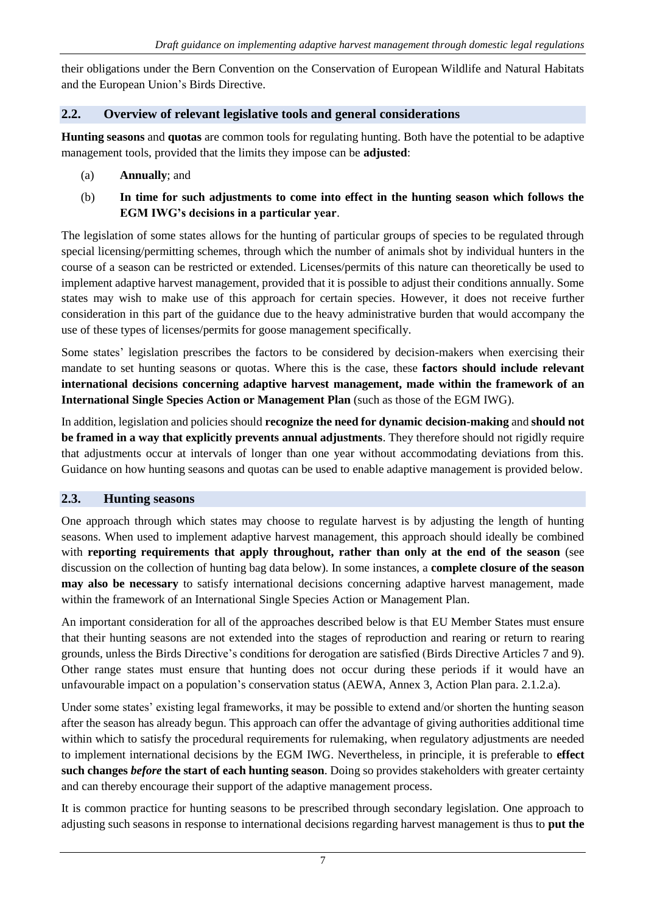their obligations under the Bern Convention on the Conservation of European Wildlife and Natural Habitats and the European Union's Birds Directive.

## 2.2. Overview of relevant legislative tools and general considerations

**Hunting seasons** and **quotas** are common tools for regulating hunting. Both have the potential to be adaptive management tools, provided that the limits they impose can be **adjusted**:

(a) **Annually**; and

(b) **In time for such adjustments to come into effect in the hunting season which follows the EGM IWG's decisions in a particular year**.

The legislation of some states allows for the hunting of particular groups of species to be regulated through special licensing/permitting schemes, through which the number of animals shot by individual hunters in the course of a season can be restricted or extended. Licenses/permits of this nature can theoretically be used to implement adaptive harvest management, provided that it is possible to adjust their conditions annually. Some states may wish to make use of this approach for certain species. However, it does not receive further consideration in this part of the guidance due to the heavy administrative burden that would accompany the use of these types of licenses/permits for goose management specifically.

Some states' legislation prescribes the factors to be considered by decision-makers when exercising their mandate to set hunting seasons or quotas. Where this is the case, these **factors should include relevant international decisions concerning adaptive harvest management, made within the framework of an International Single Species Action or Management Plan** (such as those of the EGM IWG).

In addition, legislation and policies should **recognize the need for dynamic decision-making** and **should not be framed in a way that explicitly prevents annual adjustments**. They therefore should not rigidly require that adjustments occur at intervals of longer than one year without accommodating deviations from this. Guidance on how hunting seasons and quotas can be used to enable adaptive management is provided below.

## 2.3. Hunting seasons

One approach through which states may choose to regulate harvest is by adjusting the length of hunting seasons. When used to implement adaptive harvest management, this approach should ideally be combined with **reporting requirements that apply throughout, rather than only at the end of the season** (see discussion on the collection of hunting bag data below). In some instances, a **complete closure of the season may also be necessary** to satisfy international decisions concerning adaptive harvest management, made within the framework of an International Single Species Action or Management Plan.

An important consideration for all of the approaches described below is that EU Member States must ensure that their hunting seasons are not extended into the stages of reproduction and rearing or return to rearing grounds, unless the Birds Directive's conditions for derogation are satisfied (Birds Directive Articles 7 and 9). Other range states must ensure that hunting does not occur during these periods if it would have an unfavourable impact on a population's conservation status (AEWA, Annex 3, Action Plan para. 2.1.2.a).

Under some states' existing legal frameworks, it may be possible to extend and/or shorten the hunting season after the season has already begun. This approach can offer the advantage of giving authorities additional time within which to satisfy the procedural requirements for rulemaking, when regulatory adjustments are needed to implement international decisions by the EGM IWG. Nevertheless, in principle, it is preferable to **effect such changes *before* the start of each hunting season**. Doing so provides stakeholders with greater certainty and can thereby encourage their support of the adaptive management process.

It is common practice for hunting seasons to be prescribed through secondary legislation. One approach to adjusting such seasons in response to international decisions regarding harvest management is thus to **put the**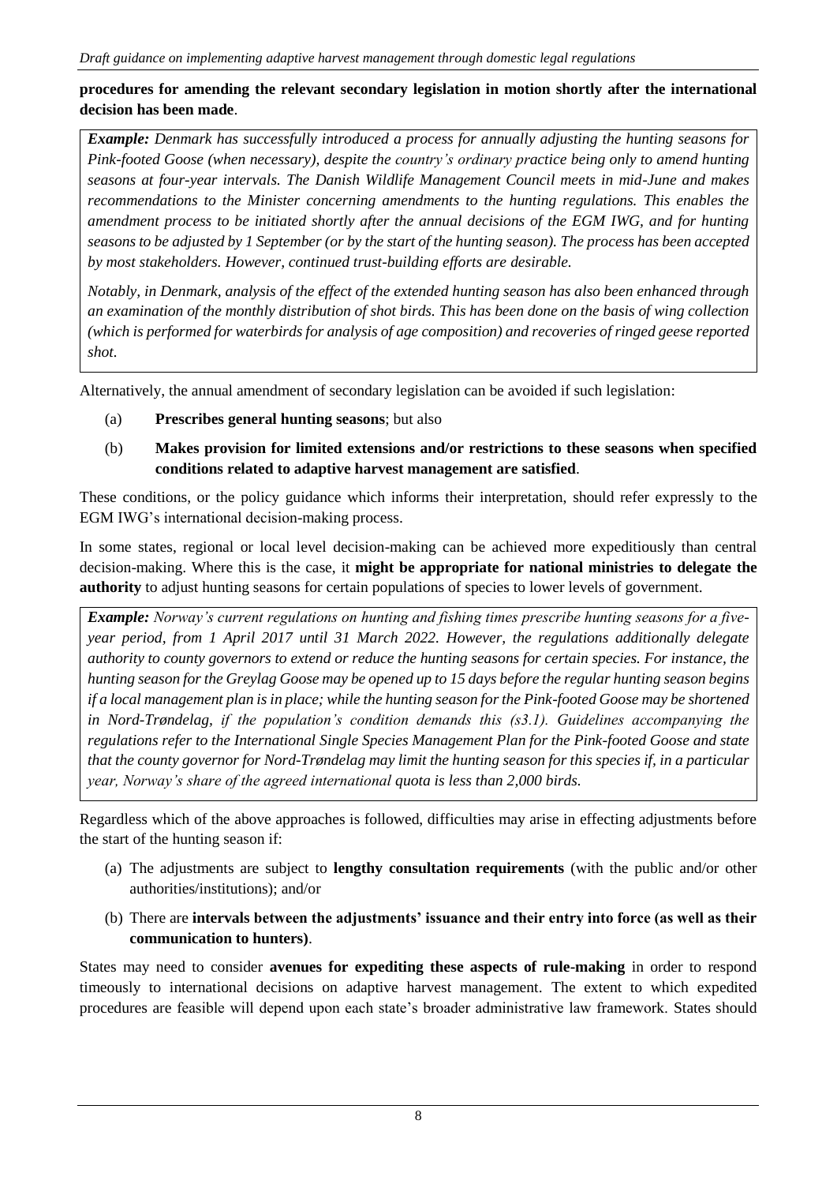**procedures for amending the relevant secondary legislation in motion shortly after the international decision has been made**.

***Example:*** *Denmark has successfully introduced a process for annually adjusting the hunting seasons for Pink-footed Goose (when necessary), despite the country's ordinary practice being only to amend hunting seasons at four-year intervals. The Danish Wildlife Management Council meets in mid-June and makes recommendations to the Minister concerning amendments to the hunting regulations. This enables the amendment process to be initiated shortly after the annual decisions of the EGM IWG, and for hunting seasons to be adjusted by 1 September (or by the start of the hunting season). The process has been accepted by most stakeholders. However, continued trust-building efforts are desirable.*

*Notably, in Denmark, analysis of the effect of the extended hunting season has also been enhanced through an examination of the monthly distribution of shot birds. This has been done on the basis of wing collection (which is performed for waterbirds for analysis of age composition) and recoveries of ringed geese reported shot.*

Alternatively, the annual amendment of secondary legislation can be avoided if such legislation:

(a) **Prescribes general hunting seasons**; but also

(b) **Makes provision for limited extensions and/or restrictions to these seasons when specified conditions related to adaptive harvest management are satisfied**.

These conditions, or the policy guidance which informs their interpretation, should refer expressly to the EGM IWG's international decision-making process.

In some states, regional or local level decision-making can be achieved more expeditiously than central decision-making. Where this is the case, it **might be appropriate for national ministries to delegate the authority** to adjust hunting seasons for certain populations of species to lower levels of government.

***Example:*** *Norway's current regulations on hunting and fishing times prescribe hunting seasons for a five-year period, from 1 April 2017 until 31 March 2022. However, the regulations additionally delegate authority to county governors to extend or reduce the hunting seasons for certain species. For instance, the hunting season for the Greylag Goose may be opened up to 15 days before the regular hunting season begins if a local management plan is in place; while the hunting season for the Pink-footed Goose may be shortened in Nord-Trøndelag, if the population's condition demands this (s3.1). Guidelines accompanying the regulations refer to the International Single Species Management Plan for the Pink-footed Goose and state that the county governor for Nord-Trøndelag may limit the hunting season for this species if, in a particular year, Norway's share of the agreed international quota is less than 2,000 birds.*

Regardless which of the above approaches is followed, difficulties may arise in effecting adjustments before the start of the hunting season if:

(a) The adjustments are subject to **lengthy consultation requirements** (with the public and/or other authorities/institutions); and/or

(b) There are **intervals between the adjustments' issuance and their entry into force (as well as their communication to hunters)**.

States may need to consider **avenues for expediting these aspects of rule-making** in order to respond timeously to international decisions on adaptive harvest management. The extent to which expedited procedures are feasible will depend upon each state's broader administrative law framework. States should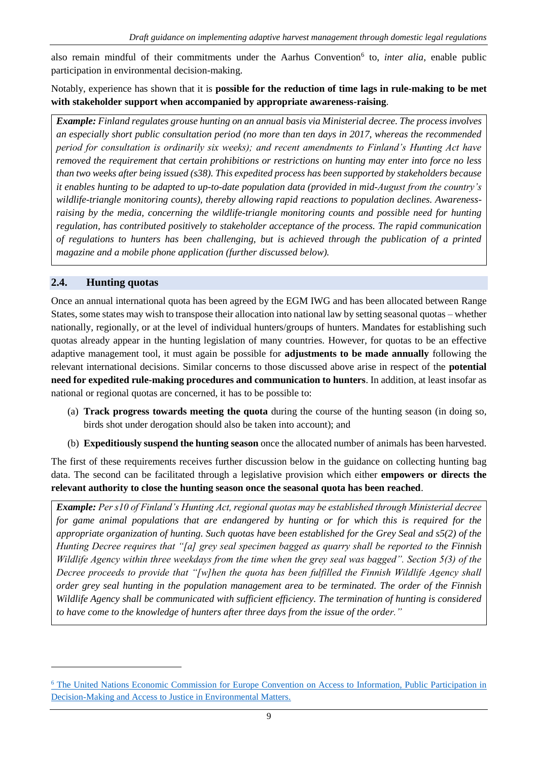also remain mindful of their commitments under the Aarhus Convention[6] to, *inter alia*, enable public participation in environmental decision-making.

Notably, experience has shown that it is **possible for the reduction of time lags in rule-making to be met with stakeholder support when accompanied by appropriate awareness-raising**.

> ***Example:*** *Finland regulates grouse hunting on an annual basis via Ministerial decree. The process involves an especially short public consultation period (no more than ten days in 2017, whereas the recommended period for consultation is ordinarily six weeks); and recent amendments to Finland's Hunting Act have removed the requirement that certain prohibitions or restrictions on hunting may enter into force no less than two weeks after being issued (s38). This expedited process has been supported by stakeholders because it enables hunting to be adapted to up-to-date population data (provided in mid-August from the country's wildlife-triangle monitoring counts), thereby allowing rapid reactions to population declines. Awareness-raising by the media, concerning the wildlife-triangle monitoring counts and possible need for hunting regulation, has contributed positively to stakeholder acceptance of the process. The rapid communication of regulations to hunters has been challenging, but is achieved through the publication of a printed magazine and a mobile phone application (further discussed below).*

## 2.4. Hunting quotas

Once an annual international quota has been agreed by the EGM IWG and has been allocated between Range States, some states may wish to transpose their allocation into national law by setting seasonal quotas – whether nationally, regionally, or at the level of individual hunters/groups of hunters. Mandates for establishing such quotas already appear in the hunting legislation of many countries. However, for quotas to be an effective adaptive management tool, it must again be possible for **adjustments to be made annually** following the relevant international decisions. Similar concerns to those discussed above arise in respect of the **potential need for expedited rule-making procedures and communication to hunters**. In addition, at least insofar as national or regional quotas are concerned, it has to be possible to:

(a) **Track progress towards meeting the quota** during the course of the hunting season (in doing so, birds shot under derogation should also be taken into account); and

(b) **Expeditiously suspend the hunting season** once the allocated number of animals has been harvested.

The first of these requirements receives further discussion below in the guidance on collecting hunting bag data. The second can be facilitated through a legislative provision which either **empowers or directs the relevant authority to close the hunting season once the seasonal quota has been reached**.

> ***Example:*** *Per s10 of Finland's Hunting Act, regional quotas may be established through Ministerial decree for game animal populations that are endangered by hunting or for which this is required for the appropriate organization of hunting. Such quotas have been established for the Grey Seal and s5(2) of the Hunting Decree requires that "[a] grey seal specimen bagged as quarry shall be reported to the Finnish Wildlife Agency within three weekdays from the time when the grey seal was bagged". Section 5(3) of the Decree proceeds to provide that "[w]hen the quota has been fulfilled the Finnish Wildlife Agency shall order grey seal hunting in the population management area to be terminated. The order of the Finnish Wildlife Agency shall be communicated with sufficient efficiency. The termination of hunting is considered to have come to the knowledge of hunters after three days from the issue of the order."*

---

[6] The United Nations Economic Commission for Europe Convention on Access to Information, Public Participation in Decision-Making and Access to Justice in Environmental Matters.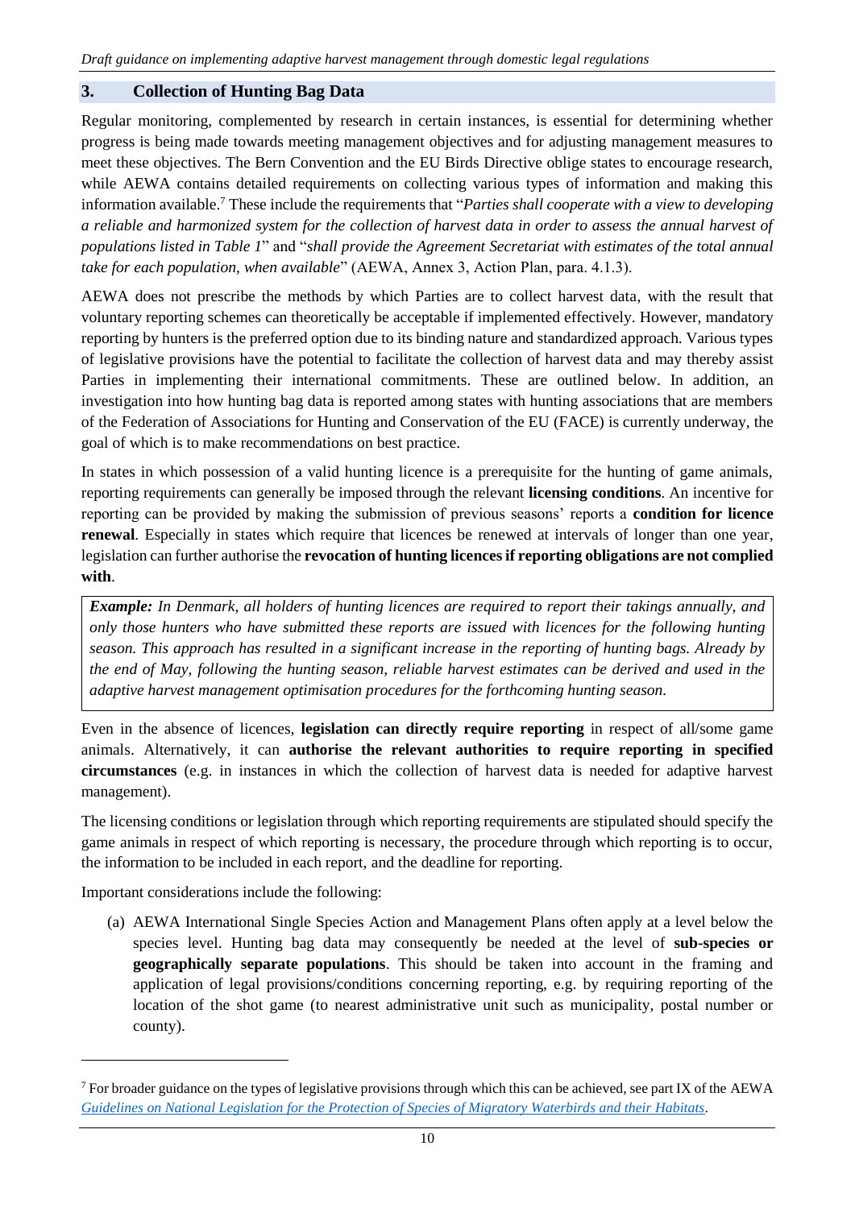## 3. Collection of Hunting Bag Data

Regular monitoring, complemented by research in certain instances, is essential for determining whether progress is being made towards meeting management objectives and for adjusting management measures to meet these objectives. The Bern Convention and the EU Birds Directive oblige states to encourage research, while AEWA contains detailed requirements on collecting various types of information and making this information available.[7] These include the requirements that "*Parties shall cooperate with a view to developing a reliable and harmonized system for the collection of harvest data in order to assess the annual harvest of populations listed in Table 1*" and "*shall provide the Agreement Secretariat with estimates of the total annual take for each population, when available*" (AEWA, Annex 3, Action Plan, para. 4.1.3).

AEWA does not prescribe the methods by which Parties are to collect harvest data, with the result that voluntary reporting schemes can theoretically be acceptable if implemented effectively. However, mandatory reporting by hunters is the preferred option due to its binding nature and standardized approach. Various types of legislative provisions have the potential to facilitate the collection of harvest data and may thereby assist Parties in implementing their international commitments. These are outlined below. In addition, an investigation into how hunting bag data is reported among states with hunting associations that are members of the Federation of Associations for Hunting and Conservation of the EU (FACE) is currently underway, the goal of which is to make recommendations on best practice.

In states in which possession of a valid hunting licence is a prerequisite for the hunting of game animals, reporting requirements can generally be imposed through the relevant **licensing conditions**. An incentive for reporting can be provided by making the submission of previous seasons' reports a **condition for licence renewal**. Especially in states which require that licences be renewed at intervals of longer than one year, legislation can further authorise the **revocation of hunting licences if reporting obligations are not complied with**.

> ***Example:*** *In Denmark, all holders of hunting licences are required to report their takings annually, and only those hunters who have submitted these reports are issued with licences for the following hunting season. This approach has resulted in a significant increase in the reporting of hunting bags. Already by the end of May, following the hunting season, reliable harvest estimates can be derived and used in the adaptive harvest management optimisation procedures for the forthcoming hunting season.*

Even in the absence of licences, **legislation can directly require reporting** in respect of all/some game animals. Alternatively, it can **authorise the relevant authorities to require reporting in specified circumstances** (e.g. in instances in which the collection of harvest data is needed for adaptive harvest management).

The licensing conditions or legislation through which reporting requirements are stipulated should specify the game animals in respect of which reporting is necessary, the procedure through which reporting is to occur, the information to be included in each report, and the deadline for reporting.

Important considerations include the following:

(a) AEWA International Single Species Action and Management Plans often apply at a level below the species level. Hunting bag data may consequently be needed at the level of **sub-species or geographically separate populations**. This should be taken into account in the framing and application of legal provisions/conditions concerning reporting, e.g. by requiring reporting of the location of the shot game (to nearest administrative unit such as municipality, postal number or county).

---

[7] For broader guidance on the types of legislative provisions through which this can be achieved, see part IX of the AEWA *Guidelines on National Legislation for the Protection of Species of Migratory Waterbirds and their Habitats*.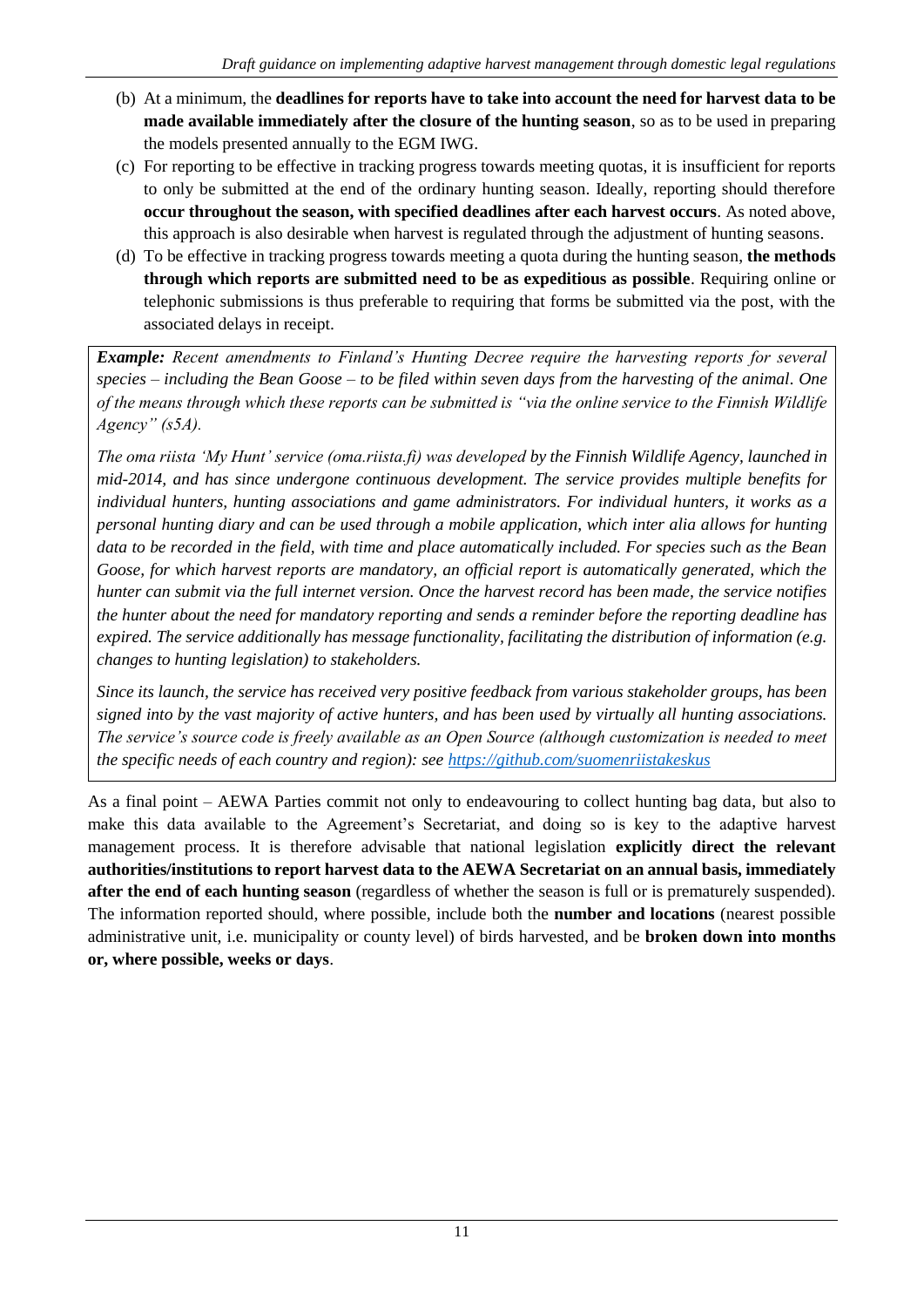(b) At a minimum, the **deadlines for reports have to take into account the need for harvest data to be made available immediately after the closure of the hunting season**, so as to be used in preparing the models presented annually to the EGM IWG.

(c) For reporting to be effective in tracking progress towards meeting quotas, it is insufficient for reports to only be submitted at the end of the ordinary hunting season. Ideally, reporting should therefore **occur throughout the season, with specified deadlines after each harvest occurs**. As noted above, this approach is also desirable when harvest is regulated through the adjustment of hunting seasons.

(d) To be effective in tracking progress towards meeting a quota during the hunting season, **the methods through which reports are submitted need to be as expeditious as possible**. Requiring online or telephonic submissions is thus preferable to requiring that forms be submitted via the post, with the associated delays in receipt.

> ***Example:*** *Recent amendments to Finland's Hunting Decree require the harvesting reports for several species – including the Bean Goose – to be filed within seven days from the harvesting of the animal. One of the means through which these reports can be submitted is "via the online service to the Finnish Wildlife Agency" (s5A).*
>
> *The oma riista 'My Hunt' service (oma.riista.fi) was developed by the Finnish Wildlife Agency, launched in mid-2014, and has since undergone continuous development. The service provides multiple benefits for individual hunters, hunting associations and game administrators. For individual hunters, it works as a personal hunting diary and can be used through a mobile application, which inter alia allows for hunting data to be recorded in the field, with time and place automatically included. For species such as the Bean Goose, for which harvest reports are mandatory, an official report is automatically generated, which the hunter can submit via the full internet version. Once the harvest record has been made, the service notifies the hunter about the need for mandatory reporting and sends a reminder before the reporting deadline has expired. The service additionally has message functionality, facilitating the distribution of information (e.g. changes to hunting legislation) to stakeholders.*
>
> *Since its launch, the service has received very positive feedback from various stakeholder groups, has been signed into by the vast majority of active hunters, and has been used by virtually all hunting associations. The service's source code is freely available as an Open Source (although customization is needed to meet the specific needs of each country and region): see [https://github.com/suomenriistakeskus](https://github.com/suomenriistakeskus)*

As a final point – AEWA Parties commit not only to endeavouring to collect hunting bag data, but also to make this data available to the Agreement's Secretariat, and doing so is key to the adaptive harvest management process. It is therefore advisable that national legislation **explicitly direct the relevant authorities/institutions to report harvest data to the AEWA Secretariat on an annual basis, immediately after the end of each hunting season** (regardless of whether the season is full or is prematurely suspended). The information reported should, where possible, include both the **number and locations** (nearest possible administrative unit, i.e. municipality or county level) of birds harvested, and be **broken down into months or, where possible, weeks or days**.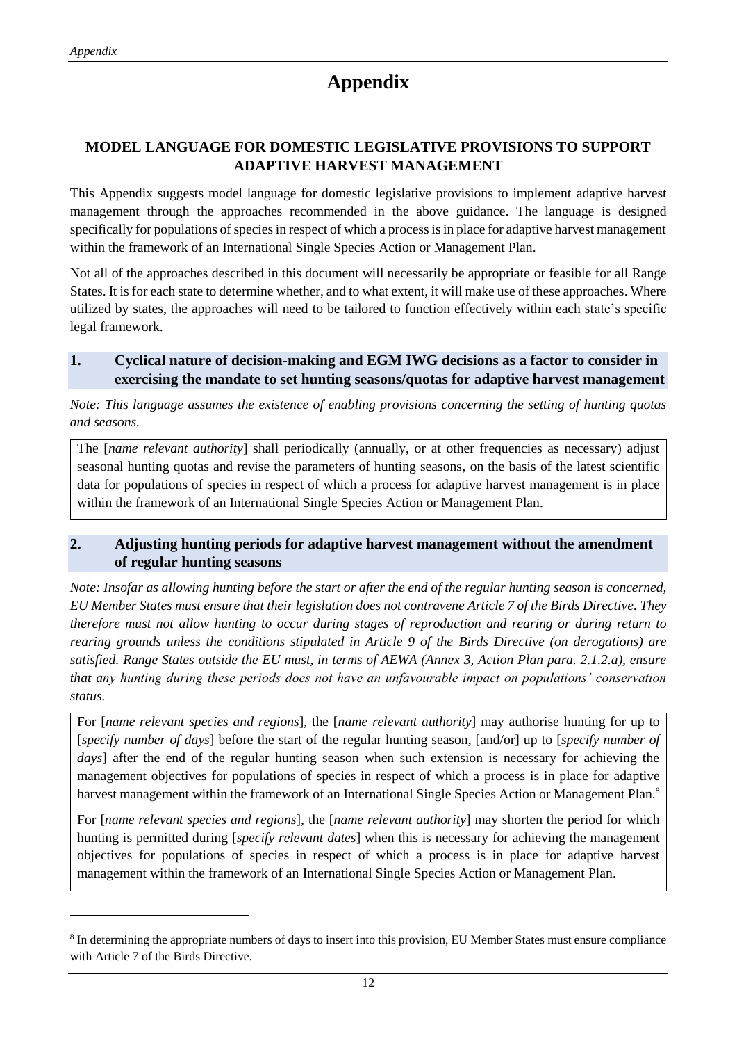# Appendix

## MODEL LANGUAGE FOR DOMESTIC LEGISLATIVE PROVISIONS TO SUPPORT ADAPTIVE HARVEST MANAGEMENT

This Appendix suggests model language for domestic legislative provisions to implement adaptive harvest management through the approaches recommended in the above guidance. The language is designed specifically for populations of species in respect of which a process is in place for adaptive harvest management within the framework of an International Single Species Action or Management Plan.

Not all of the approaches described in this document will necessarily be appropriate or feasible for all Range States. It is for each state to determine whether, and to what extent, it will make use of these approaches. Where utilized by states, the approaches will need to be tailored to function effectively within each state's specific legal framework.

### 1. Cyclical nature of decision-making and EGM IWG decisions as a factor to consider in exercising the mandate to set hunting seasons/quotas for adaptive harvest management

*Note: This language assumes the existence of enabling provisions concerning the setting of hunting quotas and seasons.*

> The [*name relevant authority*] shall periodically (annually, or at other frequencies as necessary) adjust seasonal hunting quotas and revise the parameters of hunting seasons, on the basis of the latest scientific data for populations of species in respect of which a process for adaptive harvest management is in place within the framework of an International Single Species Action or Management Plan.

### 2. Adjusting hunting periods for adaptive harvest management without the amendment of regular hunting seasons

*Note: Insofar as allowing hunting before the start or after the end of the regular hunting season is concerned, EU Member States must ensure that their legislation does not contravene Article 7 of the Birds Directive. They therefore must not allow hunting to occur during stages of reproduction and rearing or during return to rearing grounds unless the conditions stipulated in Article 9 of the Birds Directive (on derogations) are satisfied. Range States outside the EU must, in terms of AEWA (Annex 3, Action Plan para. 2.1.2.a), ensure that any hunting during these periods does not have an unfavourable impact on populations' conservation status.*

> For [*name relevant species and regions*], the [*name relevant authority*] may authorise hunting for up to [*specify number of days*] before the start of the regular hunting season, [and/or] up to [*specify number of days*] after the end of the regular hunting season when such extension is necessary for achieving the management objectives for populations of species in respect of which a process is in place for adaptive harvest management within the framework of an International Single Species Action or Management Plan.[8]
>
> For [*name relevant species and regions*], the [*name relevant authority*] may shorten the period for which hunting is permitted during [*specify relevant dates*] when this is necessary for achieving the management objectives for populations of species in respect of which a process is in place for adaptive harvest management within the framework of an International Single Species Action or Management Plan.

---

[8] In determining the appropriate numbers of days to insert into this provision, EU Member States must ensure compliance with Article 7 of the Birds Directive.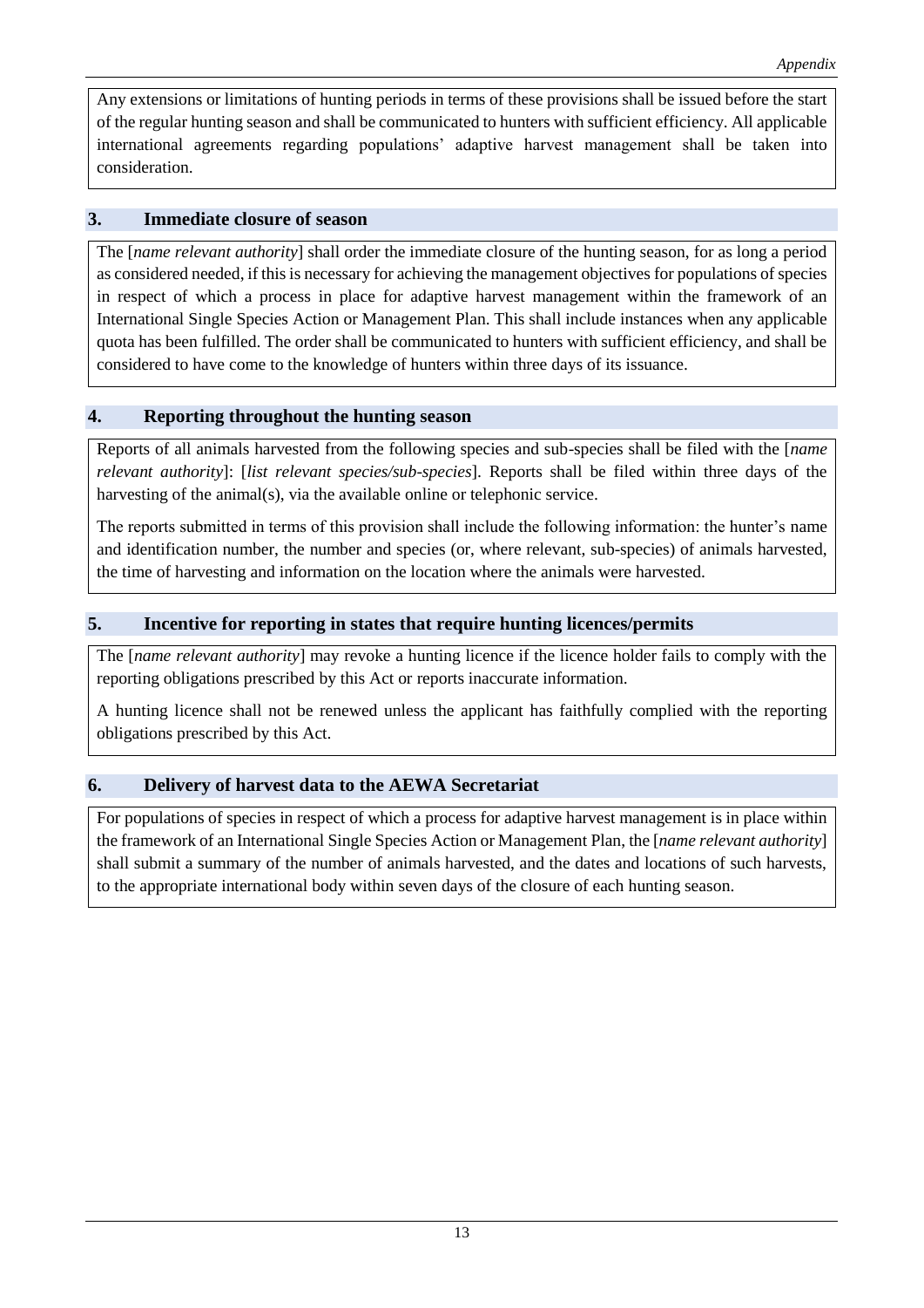Any extensions or limitations of hunting periods in terms of these provisions shall be issued before the start of the regular hunting season and shall be communicated to hunters with sufficient efficiency. All applicable international agreements regarding populations' adaptive harvest management shall be taken into consideration.

## 3. Immediate closure of season

The [*name relevant authority*] shall order the immediate closure of the hunting season, for as long a period as considered needed, if this is necessary for achieving the management objectives for populations of species in respect of which a process in place for adaptive harvest management within the framework of an International Single Species Action or Management Plan. This shall include instances when any applicable quota has been fulfilled. The order shall be communicated to hunters with sufficient efficiency, and shall be considered to have come to the knowledge of hunters within three days of its issuance.

## 4. Reporting throughout the hunting season

Reports of all animals harvested from the following species and sub-species shall be filed with the [*name relevant authority*]: [*list relevant species/sub-species*]. Reports shall be filed within three days of the harvesting of the animal(s), via the available online or telephonic service.

The reports submitted in terms of this provision shall include the following information: the hunter's name and identification number, the number and species (or, where relevant, sub-species) of animals harvested, the time of harvesting and information on the location where the animals were harvested.

## 5. Incentive for reporting in states that require hunting licences/permits

The [*name relevant authority*] may revoke a hunting licence if the licence holder fails to comply with the reporting obligations prescribed by this Act or reports inaccurate information.

A hunting licence shall not be renewed unless the applicant has faithfully complied with the reporting obligations prescribed by this Act.

## 6. Delivery of harvest data to the AEWA Secretariat

For populations of species in respect of which a process for adaptive harvest management is in place within the framework of an International Single Species Action or Management Plan, the [*name relevant authority*] shall submit a summary of the number of animals harvested, and the dates and locations of such harvests, to the appropriate international body within seven days of the closure of each hunting season.